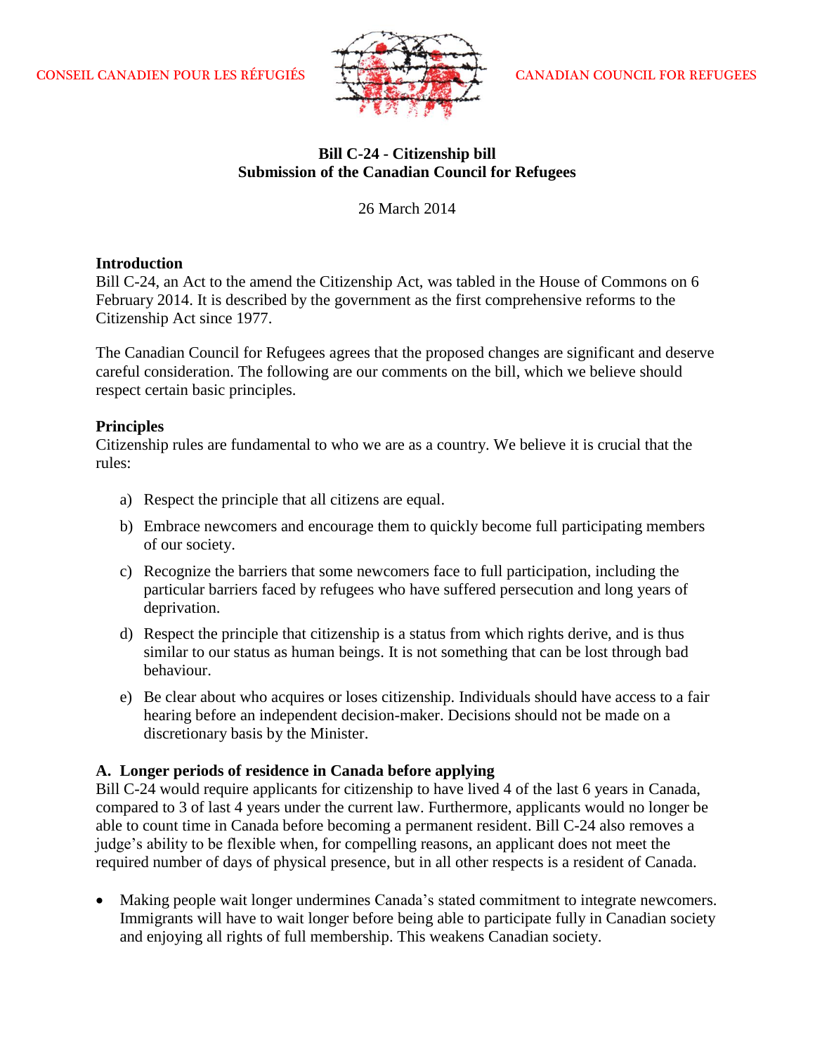CONSEIL CANADIEN POUR LES RÉFUGIÉS CANADIAN COUNCIL FOR REFUGEES

# Bill C-24 - Citizenship bill
# Submission of the Canadian Council for Refugees

26 March 2014

## Introduction

Bill C-24, an Act to the amend the Citizenship Act, was tabled in the House of Commons on 6 February 2014. It is described by the government as the first comprehensive reforms to the Citizenship Act since 1977.

The Canadian Council for Refugees agrees that the proposed changes are significant and deserve careful consideration. The following are our comments on the bill, which we believe should respect certain basic principles.

## Principles

Citizenship rules are fundamental to who we are as a country. We believe it is crucial that the rules:

a) Respect the principle that all citizens are equal.

b) Embrace newcomers and encourage them to quickly become full participating members of our society.

c) Recognize the barriers that some newcomers face to full participation, including the particular barriers faced by refugees who have suffered persecution and long years of deprivation.

d) Respect the principle that citizenship is a status from which rights derive, and is thus similar to our status as human beings. It is not something that can be lost through bad behaviour.

e) Be clear about who acquires or loses citizenship. Individuals should have access to a fair hearing before an independent decision-maker. Decisions should not be made on a discretionary basis by the Minister.

## A. Longer periods of residence in Canada before applying

Bill C-24 would require applicants for citizenship to have lived 4 of the last 6 years in Canada, compared to 3 of last 4 years under the current law. Furthermore, applicants would no longer be able to count time in Canada before becoming a permanent resident. Bill C-24 also removes a judge's ability to be flexible when, for compelling reasons, an applicant does not meet the required number of days of physical presence, but in all other respects is a resident of Canada.

- Making people wait longer undermines Canada's stated commitment to integrate newcomers. Immigrants will have to wait longer before being able to participate fully in Canadian society and enjoying all rights of full membership. This weakens Canadian society.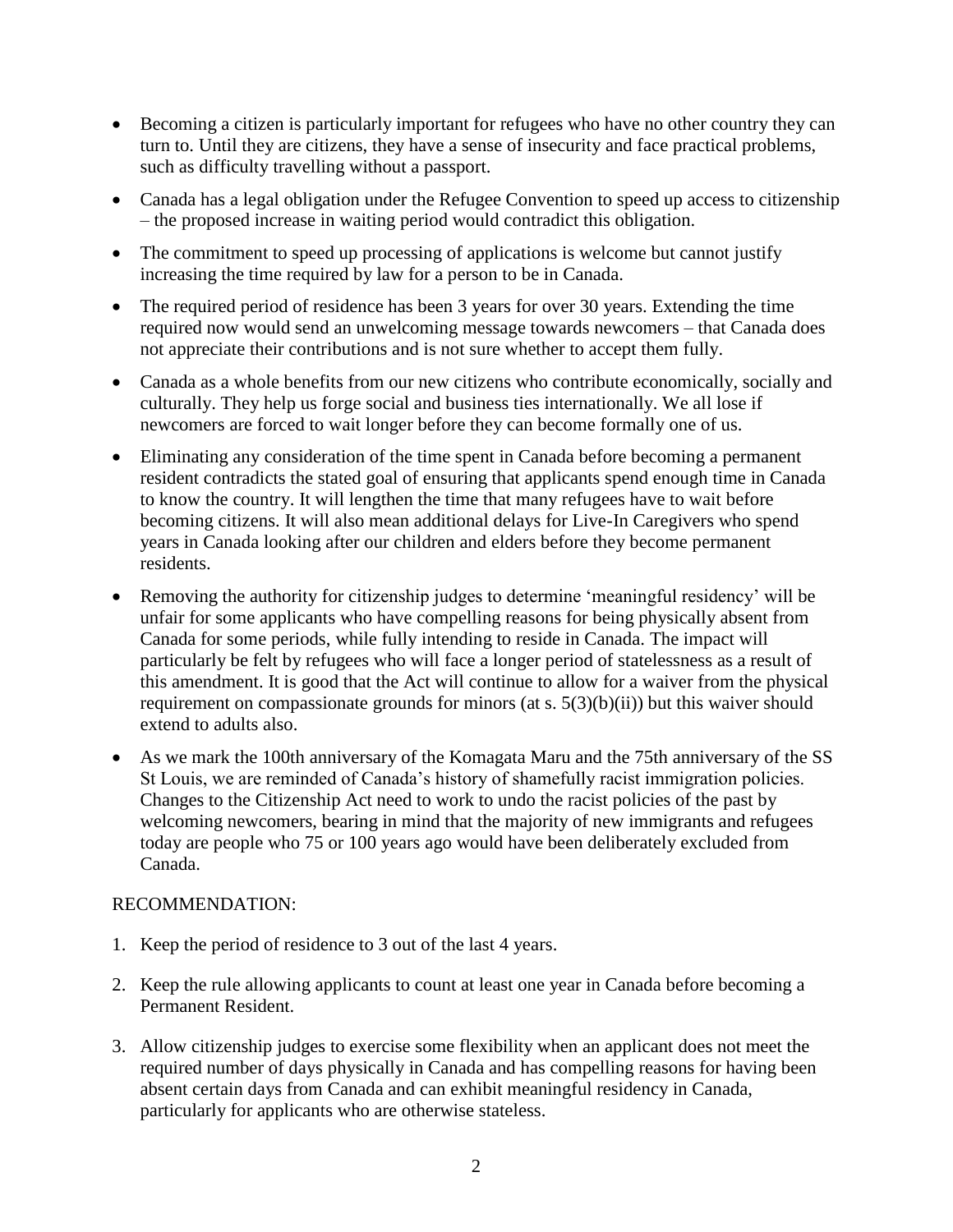- Becoming a citizen is particularly important for refugees who have no other country they can turn to. Until they are citizens, they have a sense of insecurity and face practical problems, such as difficulty travelling without a passport.
- Canada has a legal obligation under the Refugee Convention to speed up access to citizenship – the proposed increase in waiting period would contradict this obligation.
- The commitment to speed up processing of applications is welcome but cannot justify increasing the time required by law for a person to be in Canada.
- The required period of residence has been 3 years for over 30 years. Extending the time required now would send an unwelcoming message towards newcomers – that Canada does not appreciate their contributions and is not sure whether to accept them fully.
- Canada as a whole benefits from our new citizens who contribute economically, socially and culturally. They help us forge social and business ties internationally. We all lose if newcomers are forced to wait longer before they can become formally one of us.
- Eliminating any consideration of the time spent in Canada before becoming a permanent resident contradicts the stated goal of ensuring that applicants spend enough time in Canada to know the country. It will lengthen the time that many refugees have to wait before becoming citizens. It will also mean additional delays for Live-In Caregivers who spend years in Canada looking after our children and elders before they become permanent residents.
- Removing the authority for citizenship judges to determine 'meaningful residency' will be unfair for some applicants who have compelling reasons for being physically absent from Canada for some periods, while fully intending to reside in Canada. The impact will particularly be felt by refugees who will face a longer period of statelessness as a result of this amendment. It is good that the Act will continue to allow for a waiver from the physical requirement on compassionate grounds for minors (at s. 5(3)(b)(ii)) but this waiver should extend to adults also.
- As we mark the 100th anniversary of the Komagata Maru and the 75th anniversary of the SS St Louis, we are reminded of Canada's history of shamefully racist immigration policies. Changes to the Citizenship Act need to work to undo the racist policies of the past by welcoming newcomers, bearing in mind that the majority of new immigrants and refugees today are people who 75 or 100 years ago would have been deliberately excluded from Canada.

RECOMMENDATION:

1. Keep the period of residence to 3 out of the last 4 years.
2. Keep the rule allowing applicants to count at least one year in Canada before becoming a Permanent Resident.
3. Allow citizenship judges to exercise some flexibility when an applicant does not meet the required number of days physically in Canada and has compelling reasons for having been absent certain days from Canada and can exhibit meaningful residency in Canada, particularly for applicants who are otherwise stateless.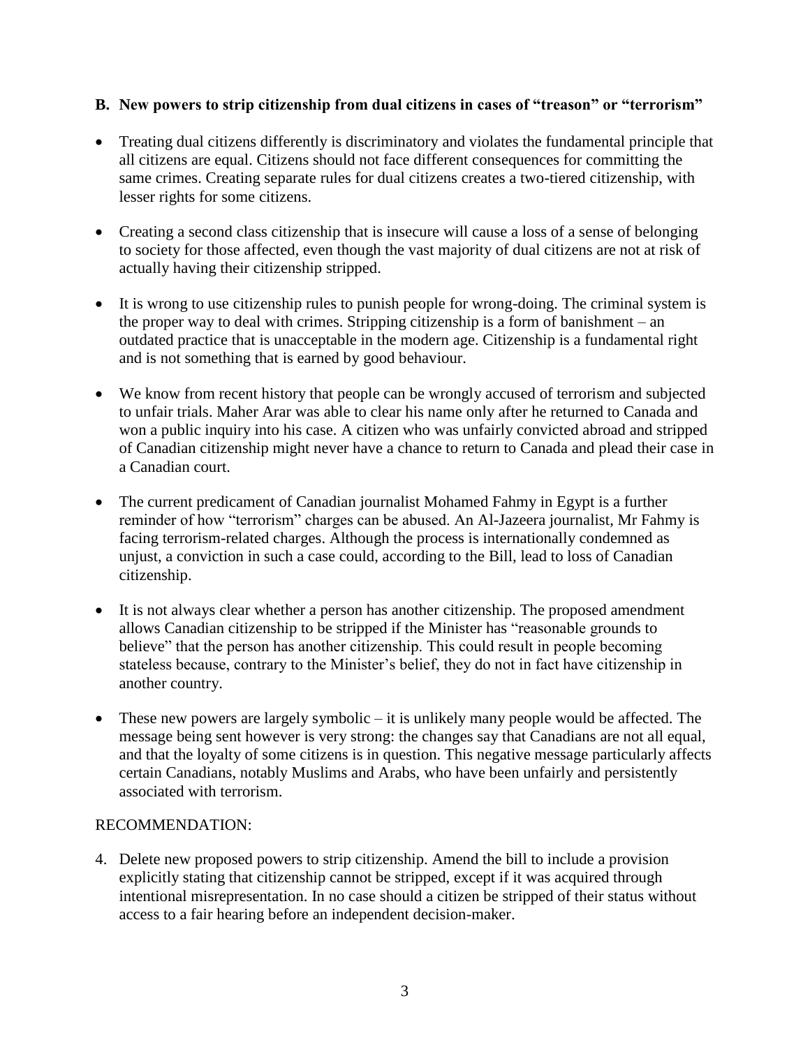### B. New powers to strip citizenship from dual citizens in cases of "treason" or "terrorism"

- Treating dual citizens differently is discriminatory and violates the fundamental principle that all citizens are equal. Citizens should not face different consequences for committing the same crimes. Creating separate rules for dual citizens creates a two-tiered citizenship, with lesser rights for some citizens.
- Creating a second class citizenship that is insecure will cause a loss of a sense of belonging to society for those affected, even though the vast majority of dual citizens are not at risk of actually having their citizenship stripped.
- It is wrong to use citizenship rules to punish people for wrong-doing. The criminal system is the proper way to deal with crimes. Stripping citizenship is a form of banishment – an outdated practice that is unacceptable in the modern age. Citizenship is a fundamental right and is not something that is earned by good behaviour.
- We know from recent history that people can be wrongly accused of terrorism and subjected to unfair trials. Maher Arar was able to clear his name only after he returned to Canada and won a public inquiry into his case. A citizen who was unfairly convicted abroad and stripped of Canadian citizenship might never have a chance to return to Canada and plead their case in a Canadian court.
- The current predicament of Canadian journalist Mohamed Fahmy in Egypt is a further reminder of how "terrorism" charges can be abused. An Al-Jazeera journalist, Mr Fahmy is facing terrorism-related charges. Although the process is internationally condemned as unjust, a conviction in such a case could, according to the Bill, lead to loss of Canadian citizenship.
- It is not always clear whether a person has another citizenship. The proposed amendment allows Canadian citizenship to be stripped if the Minister has "reasonable grounds to believe" that the person has another citizenship. This could result in people becoming stateless because, contrary to the Minister's belief, they do not in fact have citizenship in another country.
- These new powers are largely symbolic – it is unlikely many people would be affected. The message being sent however is very strong: the changes say that Canadians are not all equal, and that the loyalty of some citizens is in question. This negative message particularly affects certain Canadians, notably Muslims and Arabs, who have been unfairly and persistently associated with terrorism.

RECOMMENDATION:

4. Delete new proposed powers to strip citizenship. Amend the bill to include a provision explicitly stating that citizenship cannot be stripped, except if it was acquired through intentional misrepresentation. In no case should a citizen be stripped of their status without access to a fair hearing before an independent decision-maker.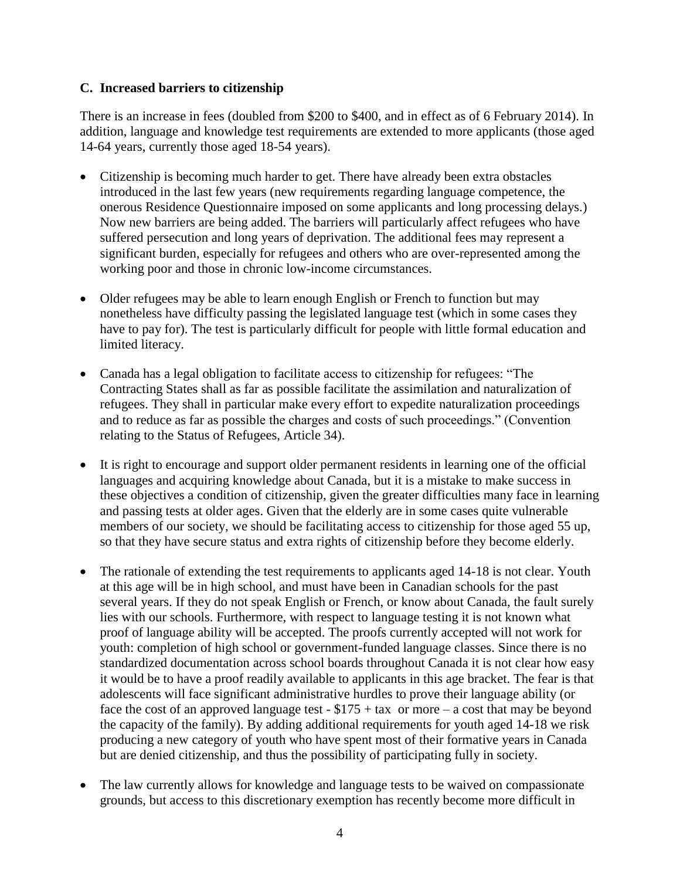### C. Increased barriers to citizenship

There is an increase in fees (doubled from $200 to $400, and in effect as of 6 February 2014). In addition, language and knowledge test requirements are extended to more applicants (those aged 14-64 years, currently those aged 18-54 years).

- Citizenship is becoming much harder to get. There have already been extra obstacles introduced in the last few years (new requirements regarding language competence, the onerous Residence Questionnaire imposed on some applicants and long processing delays.) Now new barriers are being added. The barriers will particularly affect refugees who have suffered persecution and long years of deprivation. The additional fees may represent a significant burden, especially for refugees and others who are over-represented among the working poor and those in chronic low-income circumstances.

- Older refugees may be able to learn enough English or French to function but may nonetheless have difficulty passing the legislated language test (which in some cases they have to pay for). The test is particularly difficult for people with little formal education and limited literacy.

- Canada has a legal obligation to facilitate access to citizenship for refugees: "The Contracting States shall as far as possible facilitate the assimilation and naturalization of refugees. They shall in particular make every effort to expedite naturalization proceedings and to reduce as far as possible the charges and costs of such proceedings." (Convention relating to the Status of Refugees, Article 34).

- It is right to encourage and support older permanent residents in learning one of the official languages and acquiring knowledge about Canada, but it is a mistake to make success in these objectives a condition of citizenship, given the greater difficulties many face in learning and passing tests at older ages. Given that the elderly are in some cases quite vulnerable members of our society, we should be facilitating access to citizenship for those aged 55 up, so that they have secure status and extra rights of citizenship before they become elderly.

- The rationale of extending the test requirements to applicants aged 14-18 is not clear. Youth at this age will be in high school, and must have been in Canadian schools for the past several years. If they do not speak English or French, or know about Canada, the fault surely lies with our schools. Furthermore, with respect to language testing it is not known what proof of language ability will be accepted. The proofs currently accepted will not work for youth: completion of high school or government-funded language classes. Since there is no standardized documentation across school boards throughout Canada it is not clear how easy it would be to have a proof readily available to applicants in this age bracket. The fear is that adolescents will face significant administrative hurdles to prove their language ability (or face the cost of an approved language test - $175 + tax or more – a cost that may be beyond the capacity of the family). By adding additional requirements for youth aged 14-18 we risk producing a new category of youth who have spent most of their formative years in Canada but are denied citizenship, and thus the possibility of participating fully in society.

- The law currently allows for knowledge and language tests to be waived on compassionate grounds, but access to this discretionary exemption has recently become more difficult in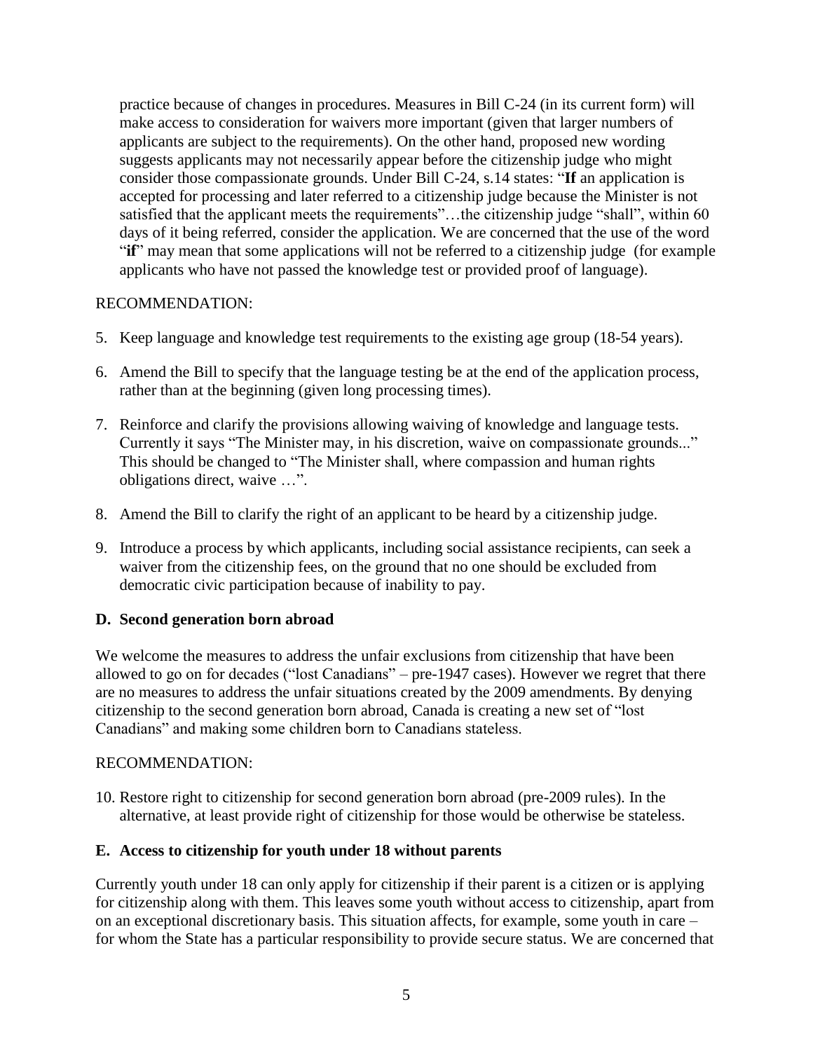practice because of changes in procedures. Measures in Bill C-24 (in its current form) will make access to consideration for waivers more important (given that larger numbers of applicants are subject to the requirements). On the other hand, proposed new wording suggests applicants may not necessarily appear before the citizenship judge who might consider those compassionate grounds. Under Bill C-24, s.14 states: "**If** an application is accepted for processing and later referred to a citizenship judge because the Minister is not satisfied that the applicant meets the requirements"…the citizenship judge "shall", within 60 days of it being referred, consider the application. We are concerned that the use of the word "**if**" may mean that some applications will not be referred to a citizenship judge (for example applicants who have not passed the knowledge test or provided proof of language).

RECOMMENDATION:

5. Keep language and knowledge test requirements to the existing age group (18-54 years).
6. Amend the Bill to specify that the language testing be at the end of the application process, rather than at the beginning (given long processing times).
7. Reinforce and clarify the provisions allowing waiving of knowledge and language tests. Currently it says "The Minister may, in his discretion, waive on compassionate grounds..." This should be changed to "The Minister shall, where compassion and human rights obligations direct, waive …".
8. Amend the Bill to clarify the right of an applicant to be heard by a citizenship judge.
9. Introduce a process by which applicants, including social assistance recipients, can seek a waiver from the citizenship fees, on the ground that no one should be excluded from democratic civic participation because of inability to pay.

### D. Second generation born abroad

We welcome the measures to address the unfair exclusions from citizenship that have been allowed to go on for decades ("lost Canadians" – pre-1947 cases). However we regret that there are no measures to address the unfair situations created by the 2009 amendments. By denying citizenship to the second generation born abroad, Canada is creating a new set of "lost Canadians" and making some children born to Canadians stateless.

RECOMMENDATION:

10. Restore right to citizenship for second generation born abroad (pre-2009 rules). In the alternative, at least provide right of citizenship for those would be otherwise be stateless.

### E. Access to citizenship for youth under 18 without parents

Currently youth under 18 can only apply for citizenship if their parent is a citizen or is applying for citizenship along with them. This leaves some youth without access to citizenship, apart from on an exceptional discretionary basis. This situation affects, for example, some youth in care – for whom the State has a particular responsibility to provide secure status. We are concerned that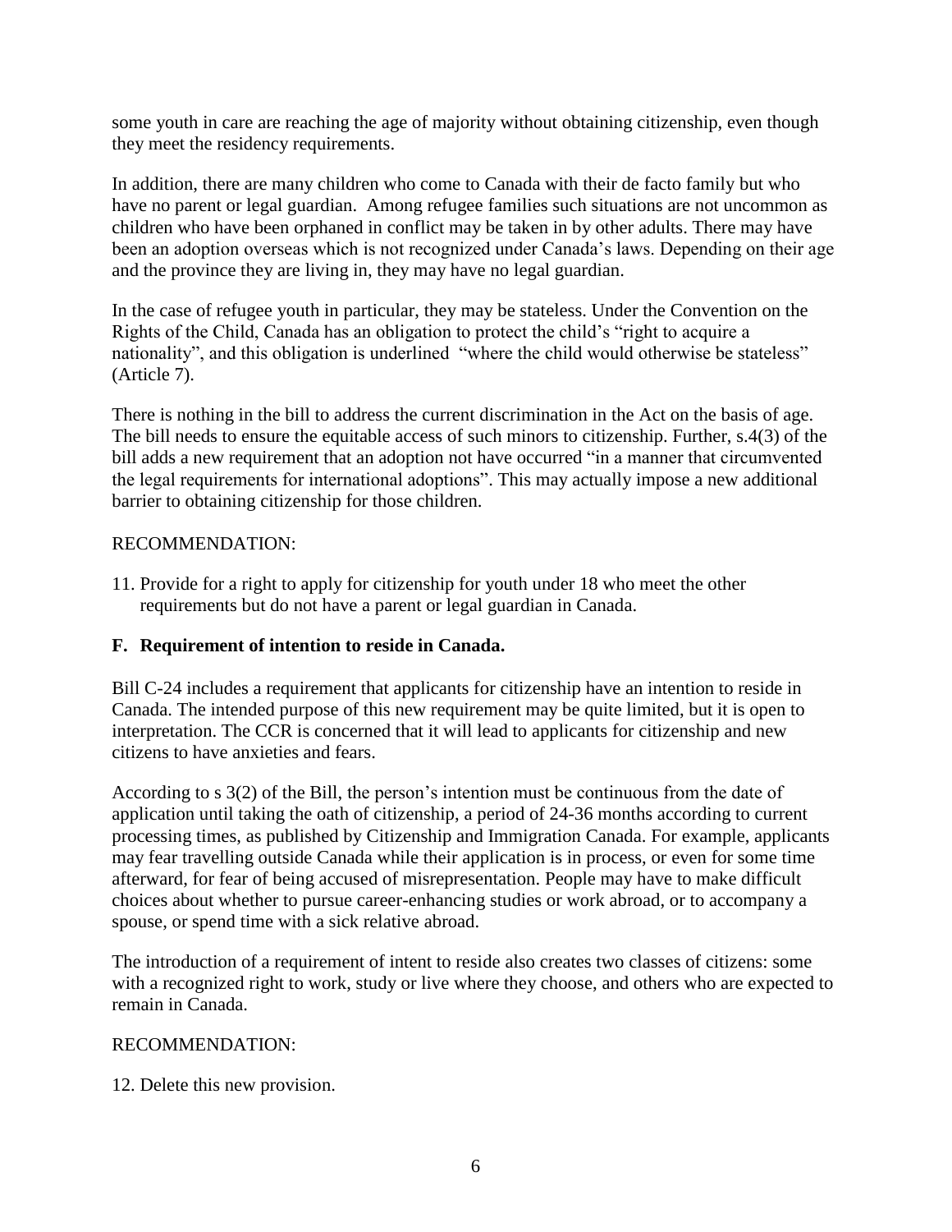some youth in care are reaching the age of majority without obtaining citizenship, even though they meet the residency requirements.

In addition, there are many children who come to Canada with their de facto family but who have no parent or legal guardian. Among refugee families such situations are not uncommon as children who have been orphaned in conflict may be taken in by other adults. There may have been an adoption overseas which is not recognized under Canada's laws. Depending on their age and the province they are living in, they may have no legal guardian.

In the case of refugee youth in particular, they may be stateless. Under the Convention on the Rights of the Child, Canada has an obligation to protect the child's "right to acquire a nationality", and this obligation is underlined "where the child would otherwise be stateless" (Article 7).

There is nothing in the bill to address the current discrimination in the Act on the basis of age. The bill needs to ensure the equitable access of such minors to citizenship. Further, s.4(3) of the bill adds a new requirement that an adoption not have occurred "in a manner that circumvented the legal requirements for international adoptions". This may actually impose a new additional barrier to obtaining citizenship for those children.

RECOMMENDATION:

11. Provide for a right to apply for citizenship for youth under 18 who meet the other requirements but do not have a parent or legal guardian in Canada.

## F. Requirement of intention to reside in Canada.

Bill C-24 includes a requirement that applicants for citizenship have an intention to reside in Canada. The intended purpose of this new requirement may be quite limited, but it is open to interpretation. The CCR is concerned that it will lead to applicants for citizenship and new citizens to have anxieties and fears.

According to s 3(2) of the Bill, the person's intention must be continuous from the date of application until taking the oath of citizenship, a period of 24-36 months according to current processing times, as published by Citizenship and Immigration Canada. For example, applicants may fear travelling outside Canada while their application is in process, or even for some time afterward, for fear of being accused of misrepresentation. People may have to make difficult choices about whether to pursue career-enhancing studies or work abroad, or to accompany a spouse, or spend time with a sick relative abroad.

The introduction of a requirement of intent to reside also creates two classes of citizens: some with a recognized right to work, study or live where they choose, and others who are expected to remain in Canada.

RECOMMENDATION:

12. Delete this new provision.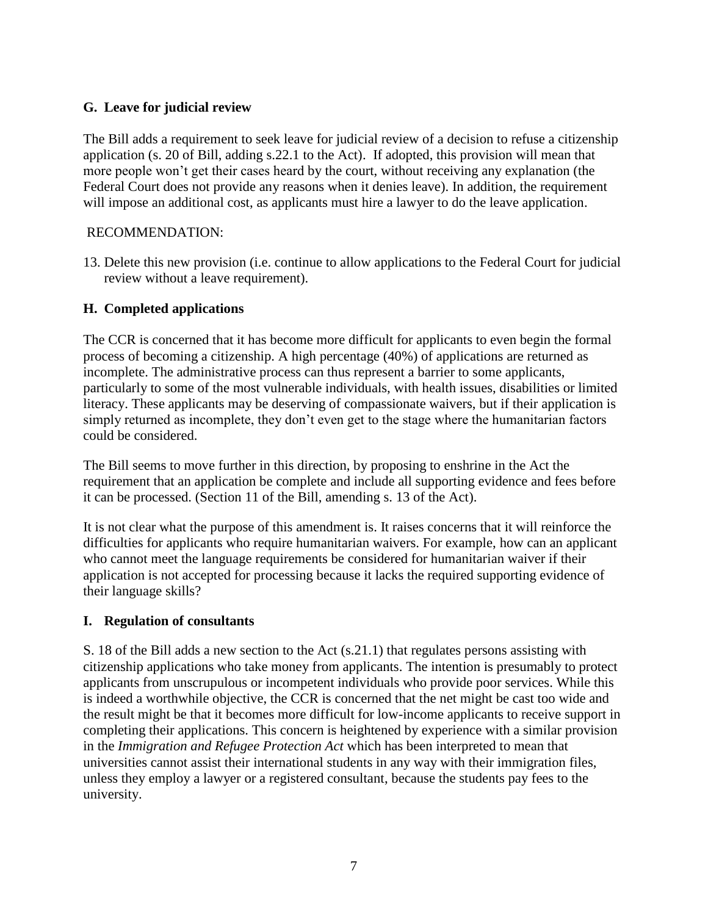## G. Leave for judicial review

The Bill adds a requirement to seek leave for judicial review of a decision to refuse a citizenship application (s. 20 of Bill, adding s.22.1 to the Act). If adopted, this provision will mean that more people won't get their cases heard by the court, without receiving any explanation (the Federal Court does not provide any reasons when it denies leave). In addition, the requirement will impose an additional cost, as applicants must hire a lawyer to do the leave application.

RECOMMENDATION:

13. Delete this new provision (i.e. continue to allow applications to the Federal Court for judicial review without a leave requirement).

## H. Completed applications

The CCR is concerned that it has become more difficult for applicants to even begin the formal process of becoming a citizenship. A high percentage (40%) of applications are returned as incomplete. The administrative process can thus represent a barrier to some applicants, particularly to some of the most vulnerable individuals, with health issues, disabilities or limited literacy. These applicants may be deserving of compassionate waivers, but if their application is simply returned as incomplete, they don't even get to the stage where the humanitarian factors could be considered.

The Bill seems to move further in this direction, by proposing to enshrine in the Act the requirement that an application be complete and include all supporting evidence and fees before it can be processed. (Section 11 of the Bill, amending s. 13 of the Act).

It is not clear what the purpose of this amendment is. It raises concerns that it will reinforce the difficulties for applicants who require humanitarian waivers. For example, how can an applicant who cannot meet the language requirements be considered for humanitarian waiver if their application is not accepted for processing because it lacks the required supporting evidence of their language skills?

## I. Regulation of consultants

S. 18 of the Bill adds a new section to the Act (s.21.1) that regulates persons assisting with citizenship applications who take money from applicants. The intention is presumably to protect applicants from unscrupulous or incompetent individuals who provide poor services. While this is indeed a worthwhile objective, the CCR is concerned that the net might be cast too wide and the result might be that it becomes more difficult for low-income applicants to receive support in completing their applications. This concern is heightened by experience with a similar provision in the *Immigration and Refugee Protection Act* which has been interpreted to mean that universities cannot assist their international students in any way with their immigration files, unless they employ a lawyer or a registered consultant, because the students pay fees to the university.